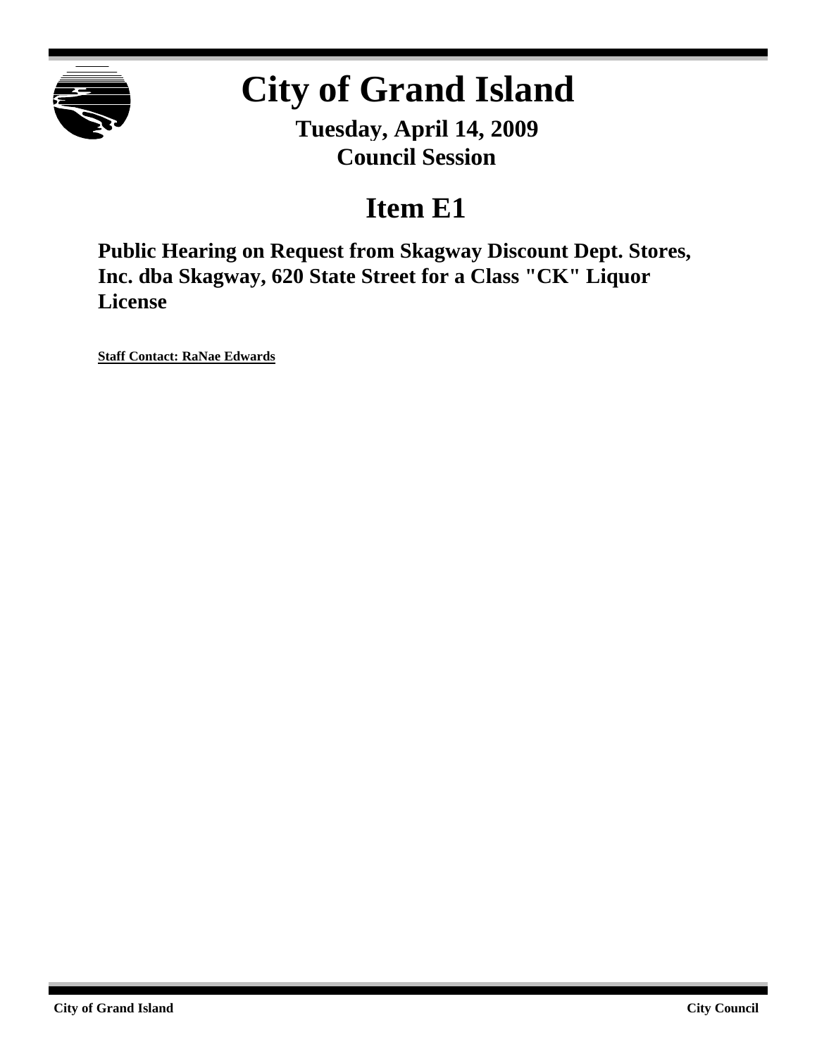# City of Grand Island

**Tuesday, April 14, 2009**
**Council Session**

## Item E1

**Public Hearing on Request from Skagway Discount Dept. Stores, Inc. dba Skagway, 620 State Street for a Class "CK" Liquor License**

**Staff Contact: RaNae Edwards**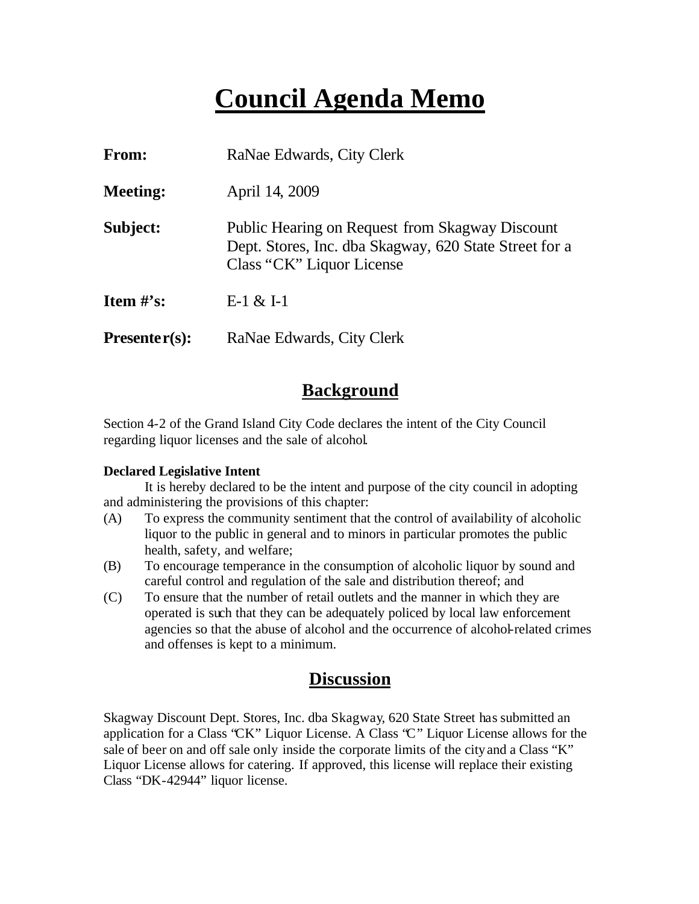# Council Agenda Memo

**From:** RaNae Edwards, City Clerk

**Meeting:** April 14, 2009

**Subject:** Public Hearing on Request from Skagway Discount Dept. Stores, Inc. dba Skagway, 620 State Street for a Class "CK" Liquor License

**Item #'s:** E-1 & I-1

**Presenter(s):** RaNae Edwards, City Clerk

## Background

Section 4-2 of the Grand Island City Code declares the intent of the City Council regarding liquor licenses and the sale of alcohol.

**Declared Legislative Intent**

It is hereby declared to be the intent and purpose of the city council in adopting and administering the provisions of this chapter:

(A) To express the community sentiment that the control of availability of alcoholic liquor to the public in general and to minors in particular promotes the public health, safety, and welfare;

(B) To encourage temperance in the consumption of alcoholic liquor by sound and careful control and regulation of the sale and distribution thereof; and

(C) To ensure that the number of retail outlets and the manner in which they are operated is such that they can be adequately policed by local law enforcement agencies so that the abuse of alcohol and the occurrence of alcohol-related crimes and offenses is kept to a minimum.

## Discussion

Skagway Discount Dept. Stores, Inc. dba Skagway, 620 State Street has submitted an application for a Class "CK" Liquor License. A Class "C" Liquor License allows for the sale of beer on and off sale only inside the corporate limits of the city and a Class "K" Liquor License allows for catering. If approved, this license will replace their existing Class "DK-42944" liquor license.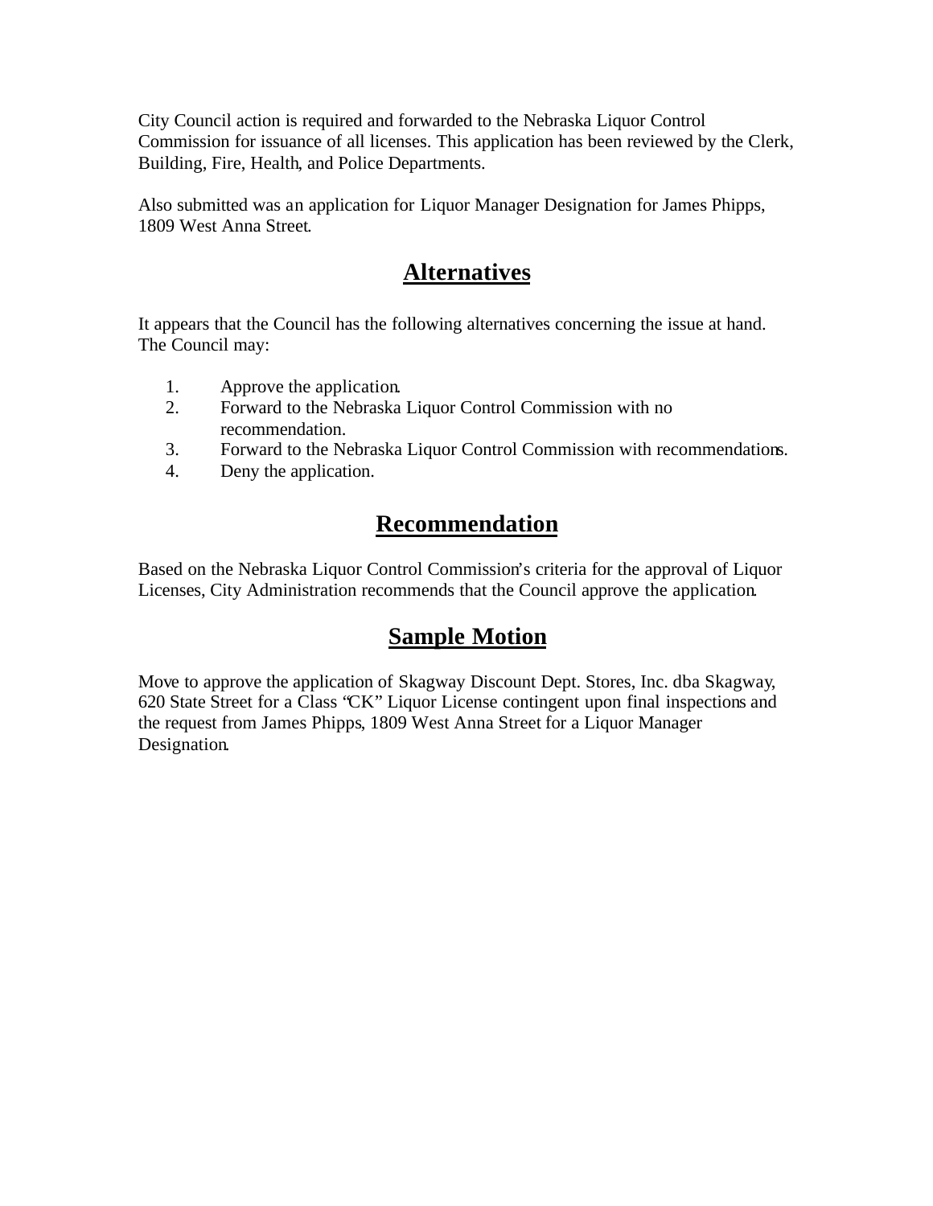City Council action is required and forwarded to the Nebraska Liquor Control Commission for issuance of all licenses. This application has been reviewed by the Clerk, Building, Fire, Health, and Police Departments.

Also submitted was an application for Liquor Manager Designation for James Phipps, 1809 West Anna Street.

## Alternatives

It appears that the Council has the following alternatives concerning the issue at hand. The Council may:

1. Approve the application.
2. Forward to the Nebraska Liquor Control Commission with no recommendation.
3. Forward to the Nebraska Liquor Control Commission with recommendations.
4. Deny the application.

## Recommendation

Based on the Nebraska Liquor Control Commission's criteria for the approval of Liquor Licenses, City Administration recommends that the Council approve the application.

## Sample Motion

Move to approve the application of Skagway Discount Dept. Stores, Inc. dba Skagway, 620 State Street for a Class "CK" Liquor License contingent upon final inspections and the request from James Phipps, 1809 West Anna Street for a Liquor Manager Designation.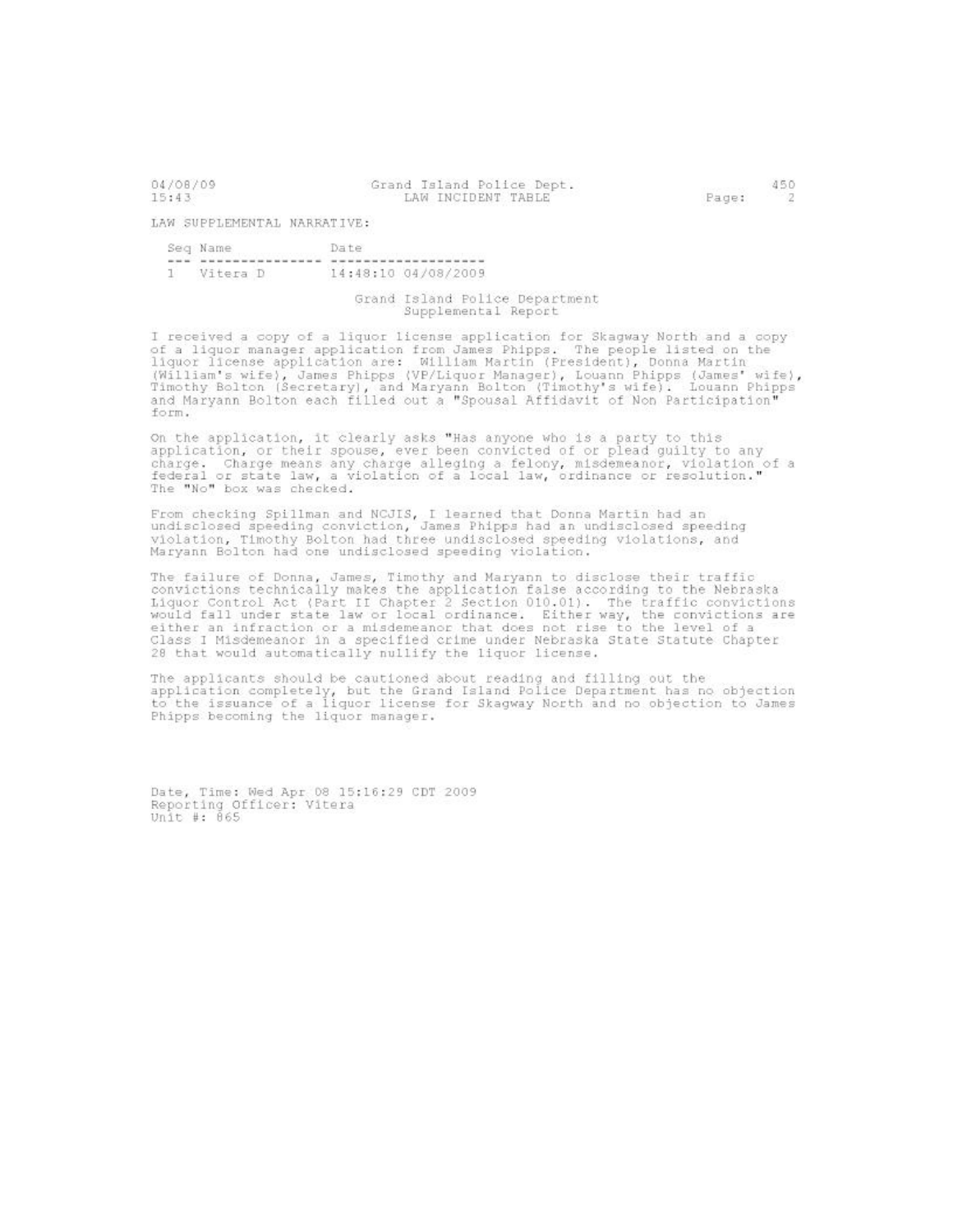04/08/09 Grand Island Police Dept. 450
15:43 LAW INCIDENT TABLE

LAW SUPPLEMENTAL NARRATIVE:

| Seq | Name | Date |
| --- | --- | --- |
| 1 | Vitera D | 14:48:10 04/08/2009 |

Grand Island Police Department
Supplemental Report

I received a copy of a liquor license application for Skagway North and a copy of a liquor manager application from James Phipps. The people listed on the liquor license application are: William Martin (President), Donna Martin (William's wife), James Phipps (VP/Liquor Manager), Louann Phipps (James' wife), Timothy Bolton (Secretary), and Maryann Bolton (Timothy's wife). Louann Phipps and Maryann Bolton each filled out a "Spousal Affidavit of Non Participation" form.

On the application, it clearly asks "Has anyone who is a party to this application, or their spouse, ever been convicted of or plead guilty to any charge. Charge means any charge alleging a felony, misdemeanor, violation of a federal or state law, a violation of a local law, ordinance or resolution." The "No" box was checked.

From checking Spillman and NCJIS, I learned that Donna Martin had an undisclosed speeding conviction, James Phipps had an undisclosed speeding violation, Timothy Bolton had three undisclosed speeding violations, and Maryann Bolton had one undisclosed speeding violation.

The failure of Donna, James, Timothy and Maryann to disclose their traffic convictions technically makes the application false according to the Nebraska Liquor Control Act (Part II Chapter 2 Section 010.01). The traffic convictions would fall under state law or local ordinance. Either way, the convictions are either an infraction or a misdemeanor that does not rise to the level of a Class I Misdemeanor in a specified crime under Nebraska State Statute Chapter 28 that would automatically nullify the liquor license.

The applicants should be cautioned about reading and filling out the application completely, but the Grand Island Police Department has no objection to the issuance of a liquor license for Skagway North and no objection to James Phipps becoming the liquor manager.

Date, Time: Wed Apr 08 15:16:29 CDT 2009
Reporting Officer: Vitera
Unit #: 865